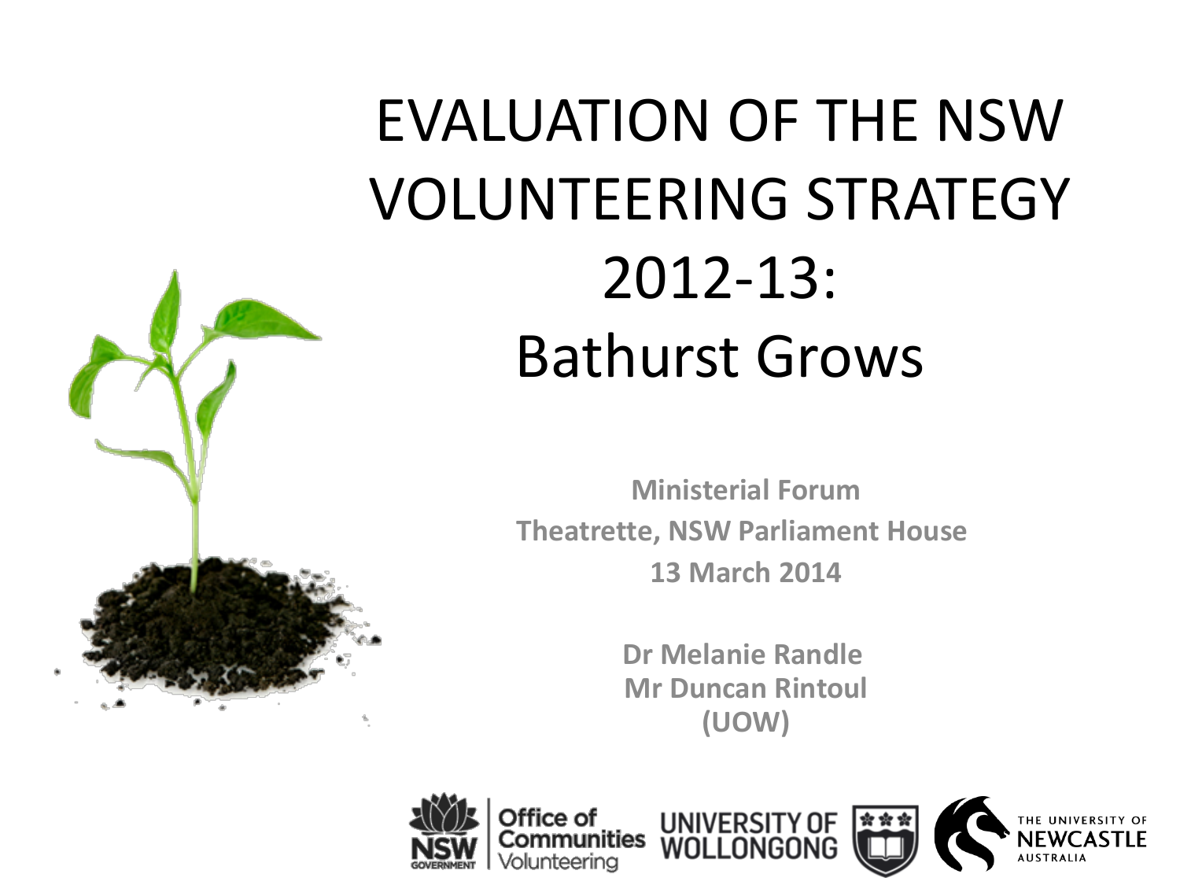# EVALUATION OF THE NSW VOLUNTEERING STRATEGY 2012-13: Bathurst Grows

**Ministerial Forum**

**Theatrette, NSW Parliament House**

**13 March 2014**

**Dr Melanie Randle**
**Mr Duncan Rintoul**
**(UOW)**

NSW Government | Office of Communities Volunteering | University of Wollongong | The University of Newcastle Australia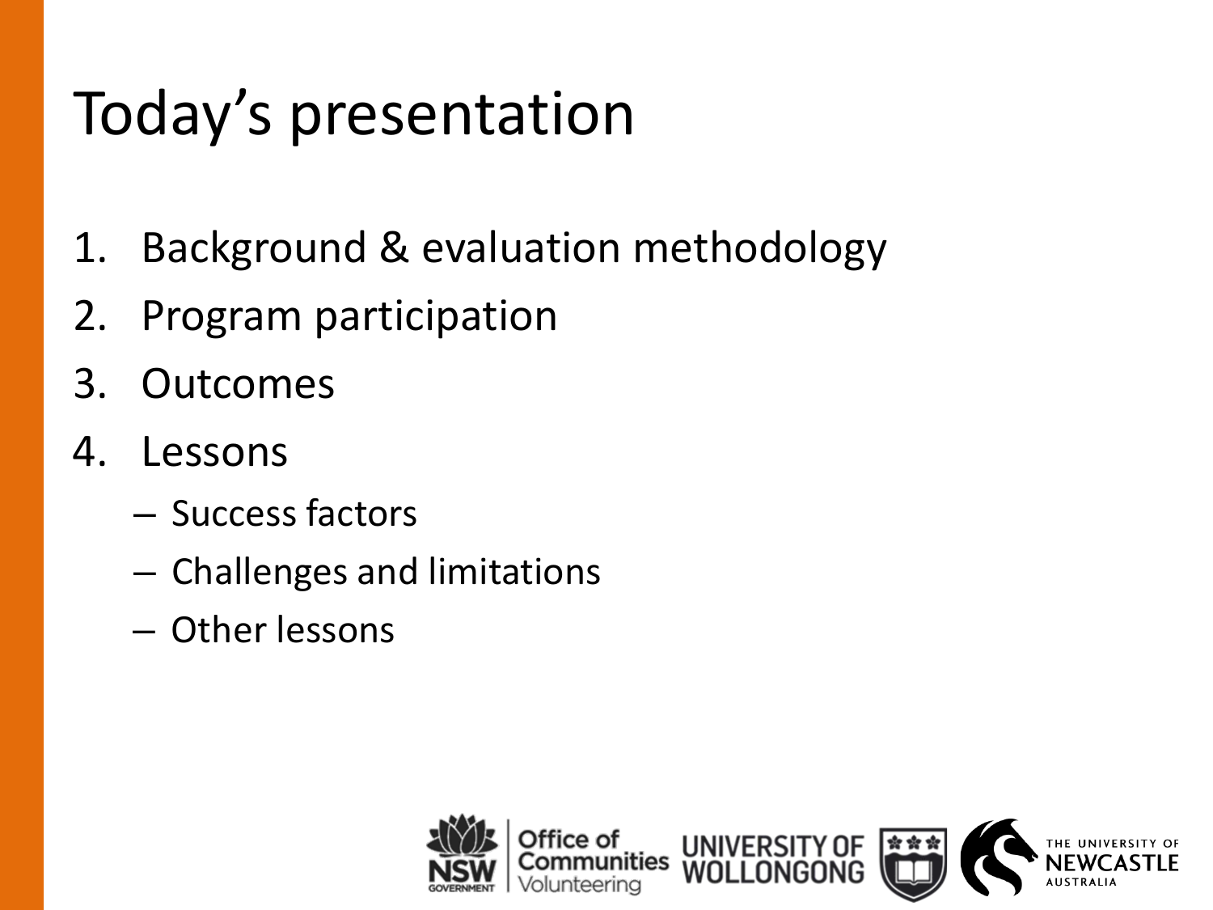# Today's presentation

1. Background & evaluation methodology
2. Program participation
3. Outcomes
4. Lessons
   - Success factors
   - Challenges and limitations
   - Other lessons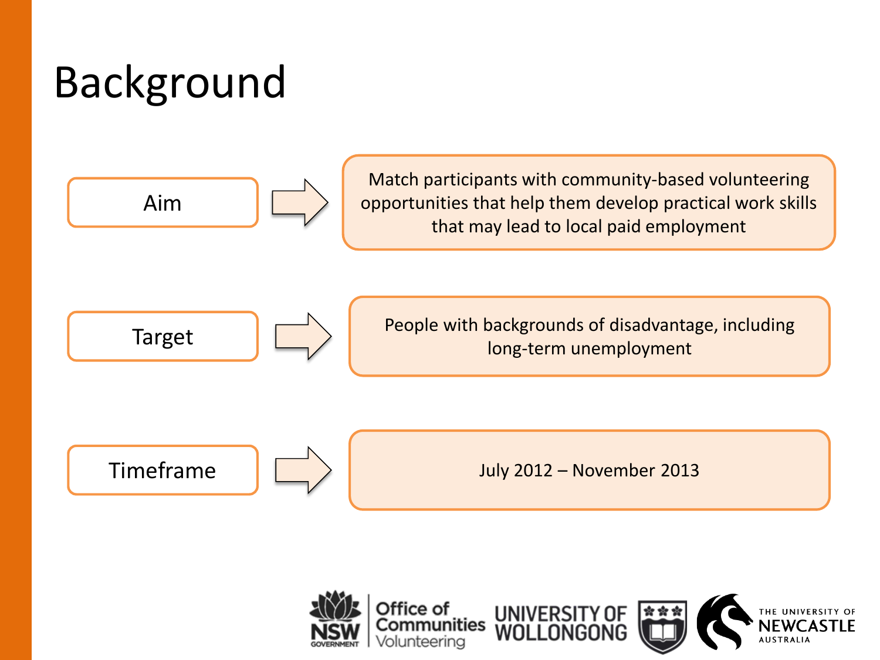# Background

**Aim** → Match participants with community-based volunteering opportunities that help them develop practical work skills that may lead to local paid employment

**Target** → People with backgrounds of disadvantage, including long-term unemployment

**Timeframe** → July 2012 – November 2013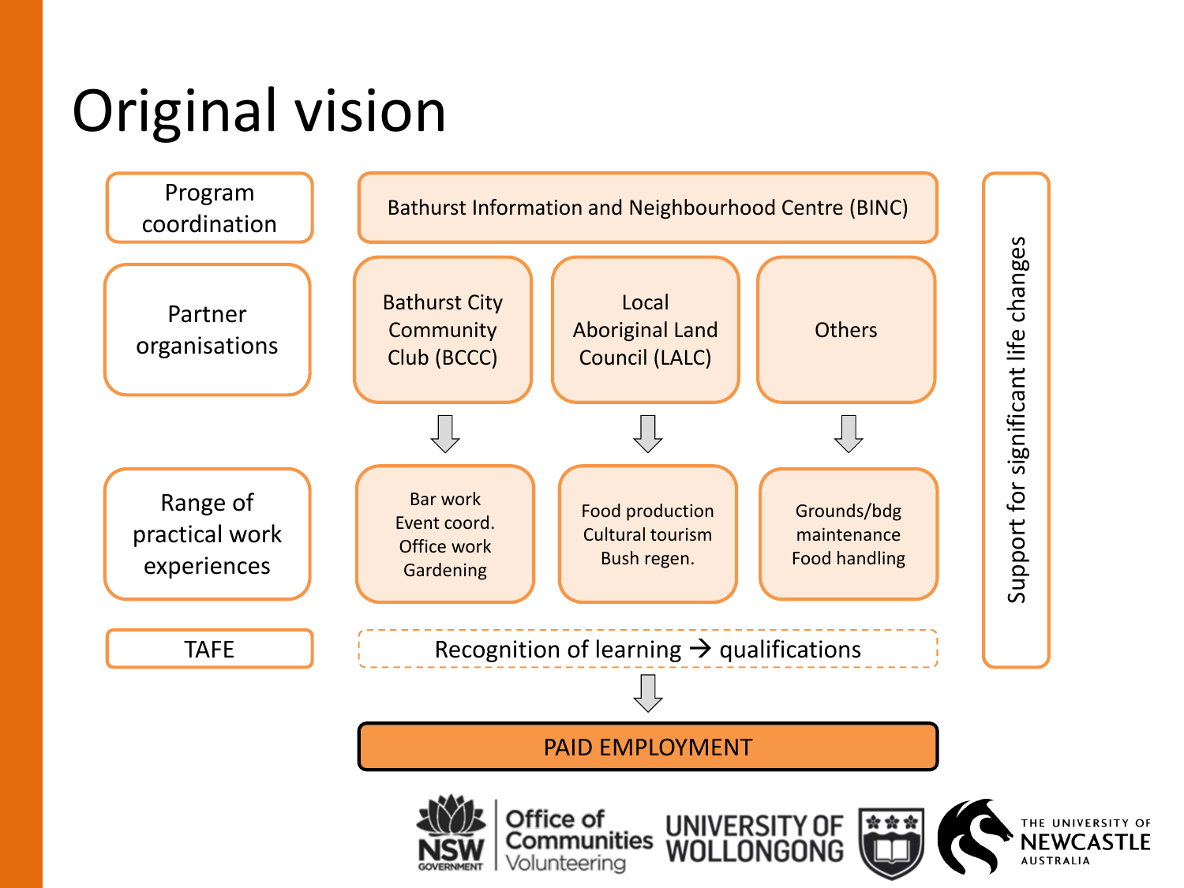# Original vision

| | | | |
|---|---|---|---|
| Program coordination | Bathurst Information and Neighbourhood Centre (BINC) | | |
| Partner organisations | Bathurst City Community Club (BCCC) | Local Aboriginal Land Council (LALC) | Others |
| | ⇩ | ⇩ | ⇩ |
| Range of practical work experiences | Bar work<br>Event coord.<br>Office work<br>Gardening | Food production<br>Cultural tourism<br>Bush regen. | Grounds/bdg maintenance<br>Food handling |
| TAFE | Recognition of learning → qualifications | | |
| | ⇩ | | |
| | PAID EMPLOYMENT | | |

Support for significant life changes

NSW Government | Office of Communities Volunteering | University of Wollongong | The University of Newcastle Australia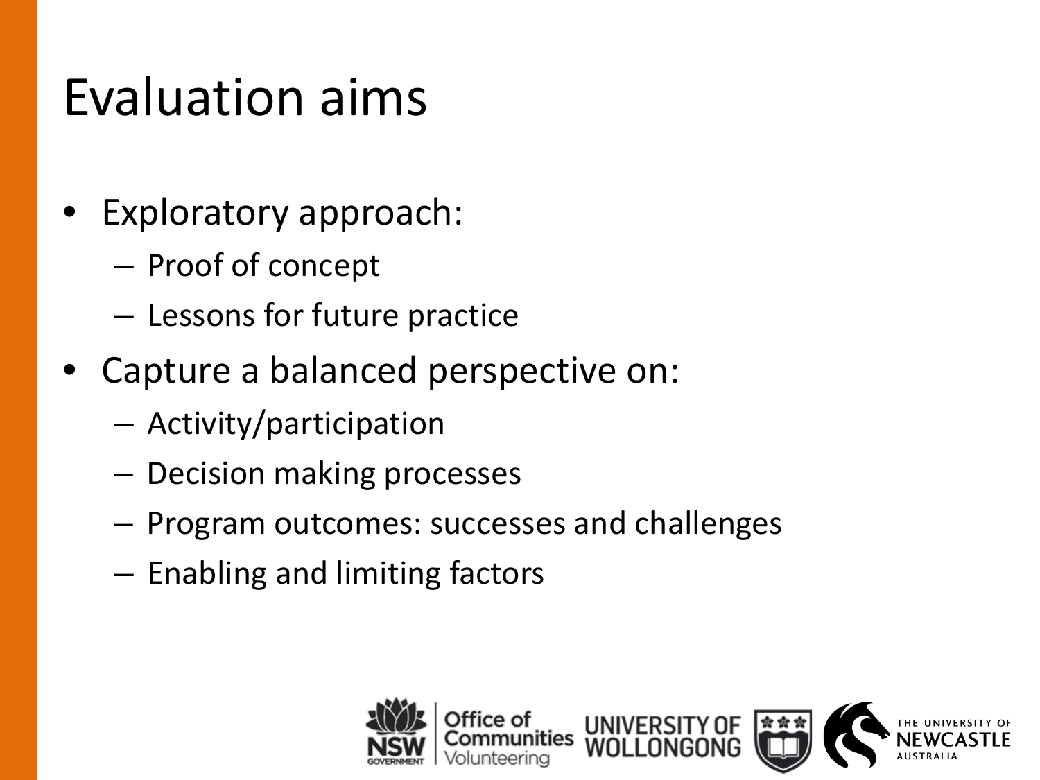# Evaluation aims

- Exploratory approach:
  - Proof of concept
  - Lessons for future practice
- Capture a balanced perspective on:
  - Activity/participation
  - Decision making processes
  - Program outcomes: successes and challenges
  - Enabling and limiting factors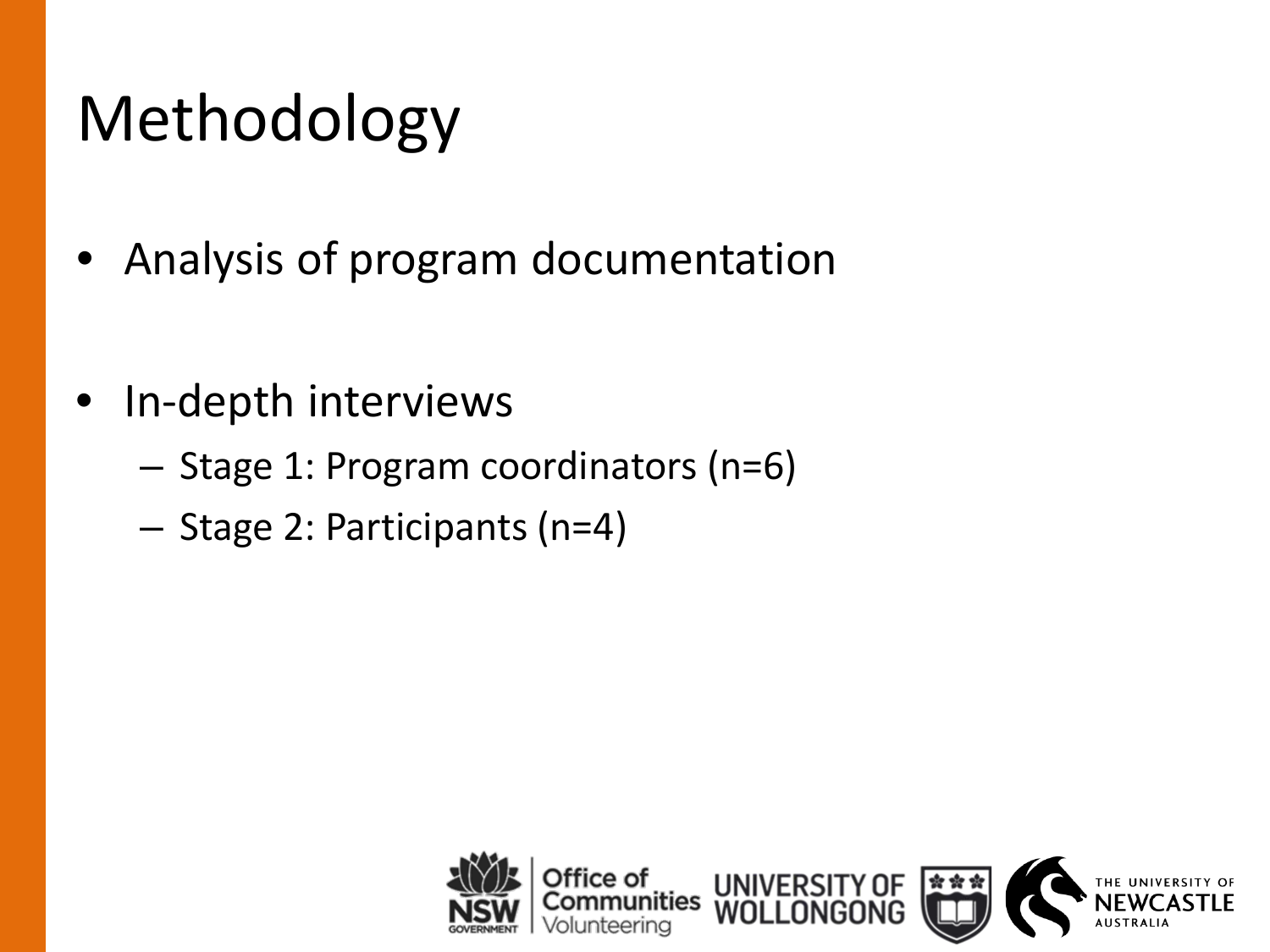# Methodology

- Analysis of program documentation
- In-depth interviews
  - Stage 1: Program coordinators (n=6)
  - Stage 2: Participants (n=4)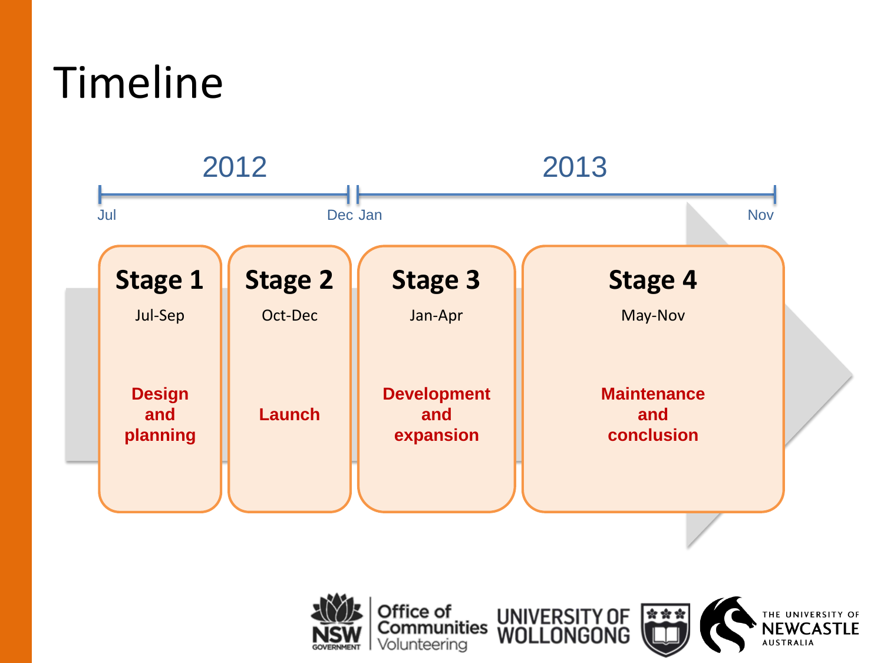# Timeline

**2012**: Jul – Dec

**2013**: Jan – Nov

| Stage 1 | Stage 2 | Stage 3 | Stage 4 |
|---|---|---|---|
| Jul-Sep | Oct-Dec | Jan-Apr | May-Nov |
| **Design and planning** | **Launch** | **Development and expansion** | **Maintenance and conclusion** |

NSW Government | Office of Communities Volunteering | University of Wollongong | The University of Newcastle Australia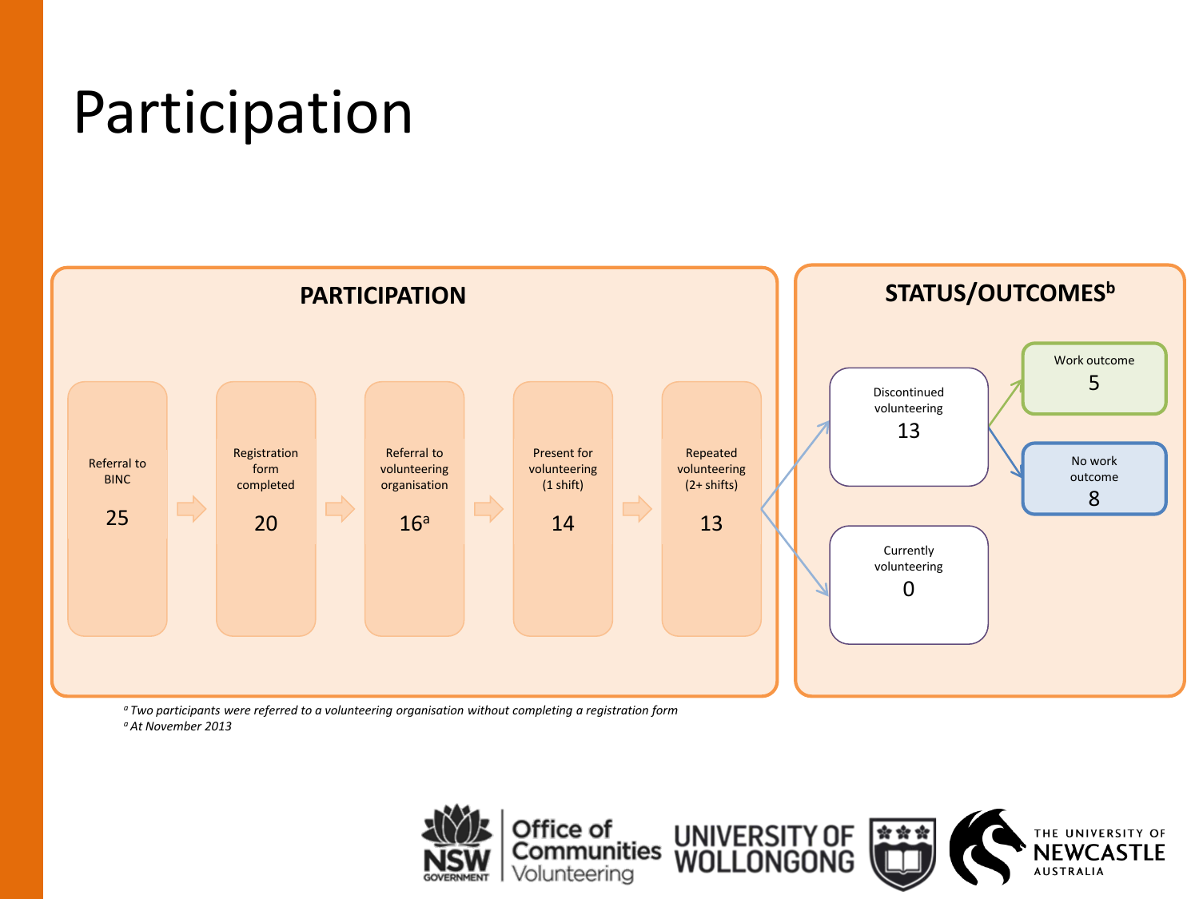# Participation

## PARTICIPATION

Referral to BINC 25 → Registration form completed 20 → Referral to volunteering organisation 16[a] → Present for volunteering (1 shift) 14 → Repeated volunteering (2+ shifts) 13

## STATUS/OUTCOMES[b]

- Discontinued volunteering 13
  - Work outcome 5
  - No work outcome 8
- Currently volunteering 0

*[a] Two participants were referred to a volunteering organisation without completing a registration form*
*[a] At November 2013*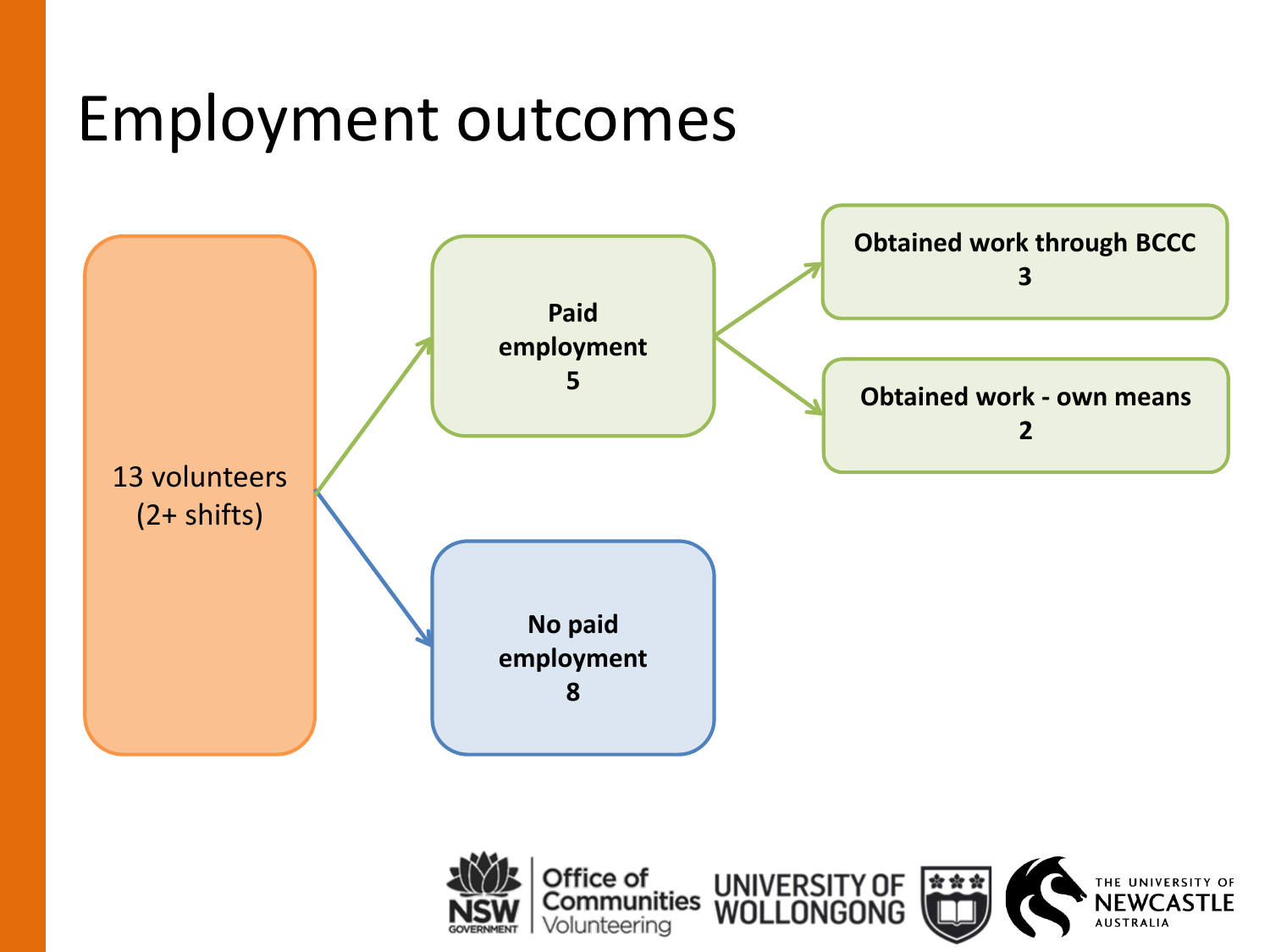# Employment outcomes

13 volunteers (2+ shifts)

- **Paid employment 5**
  - **Obtained work through BCCC 3**
  - **Obtained work - own means 2**
- **No paid employment 8**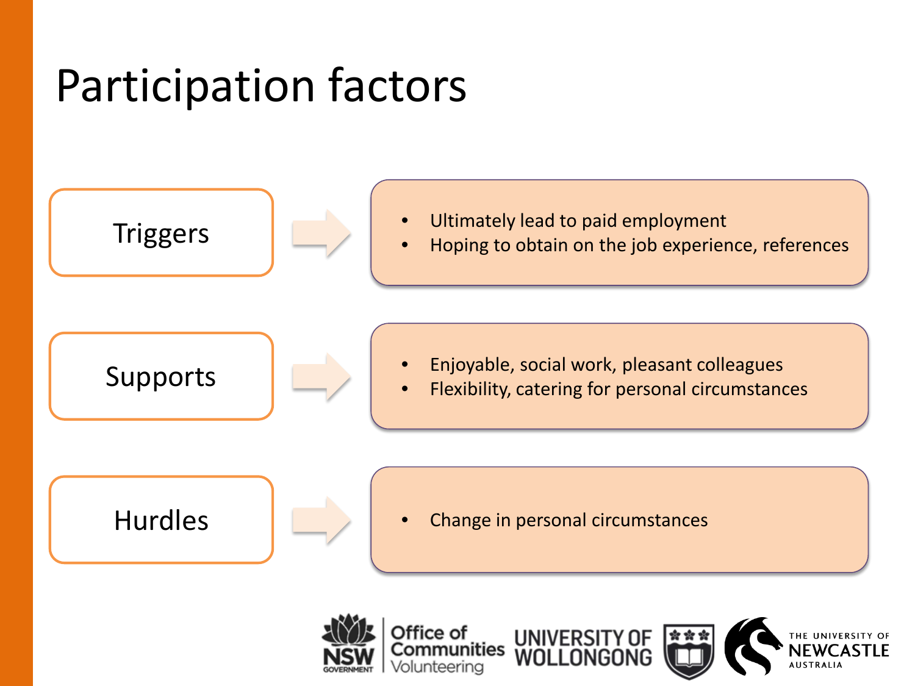# Participation factors

**Triggers**

- Ultimately lead to paid employment
- Hoping to obtain on the job experience, references

**Supports**

- Enjoyable, social work, pleasant colleagues
- Flexibility, catering for personal circumstances

**Hurdles**

- Change in personal circumstances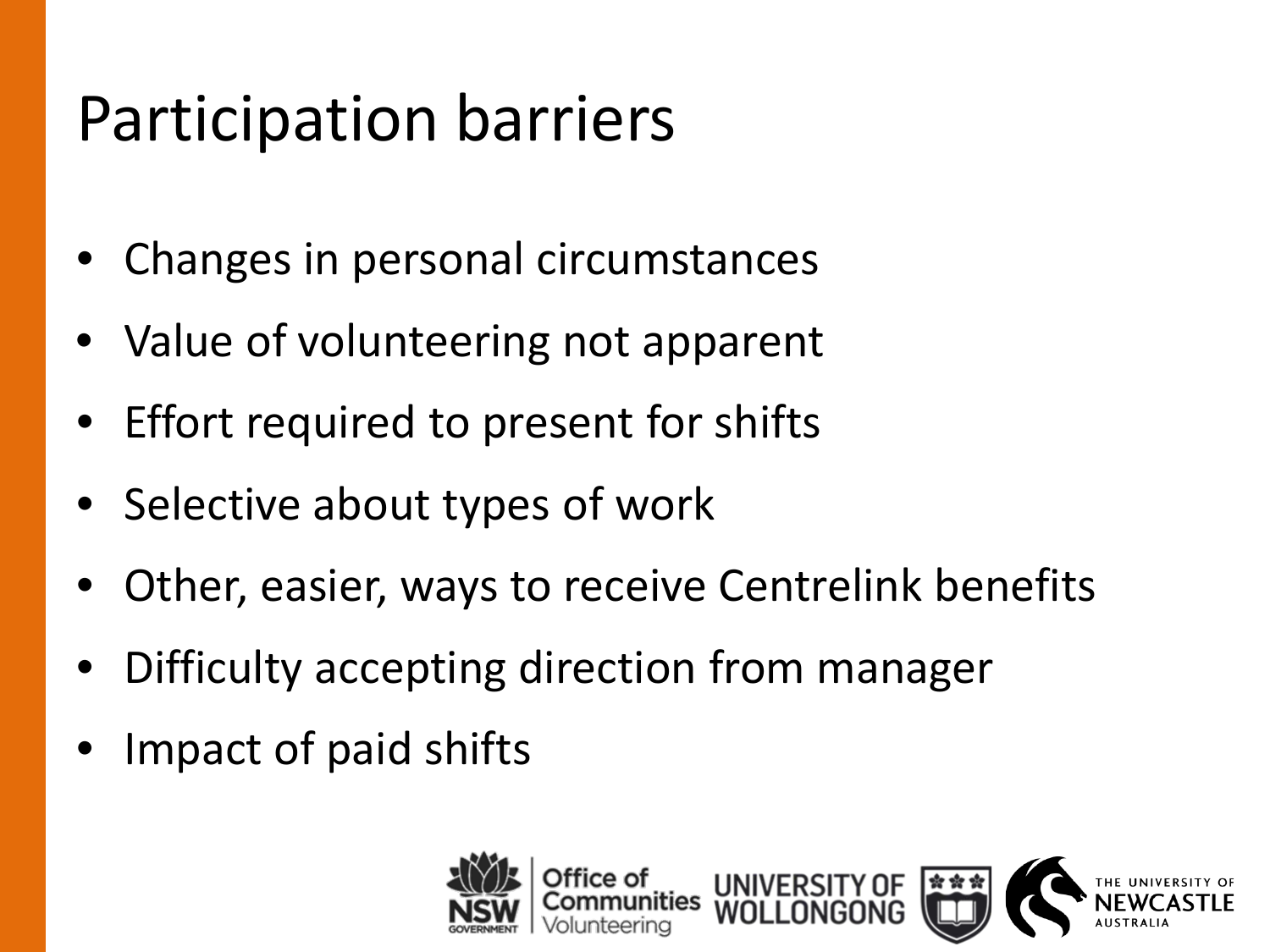# Participation barriers

- Changes in personal circumstances
- Value of volunteering not apparent
- Effort required to present for shifts
- Selective about types of work
- Other, easier, ways to receive Centrelink benefits
- Difficulty accepting direction from manager
- Impact of paid shifts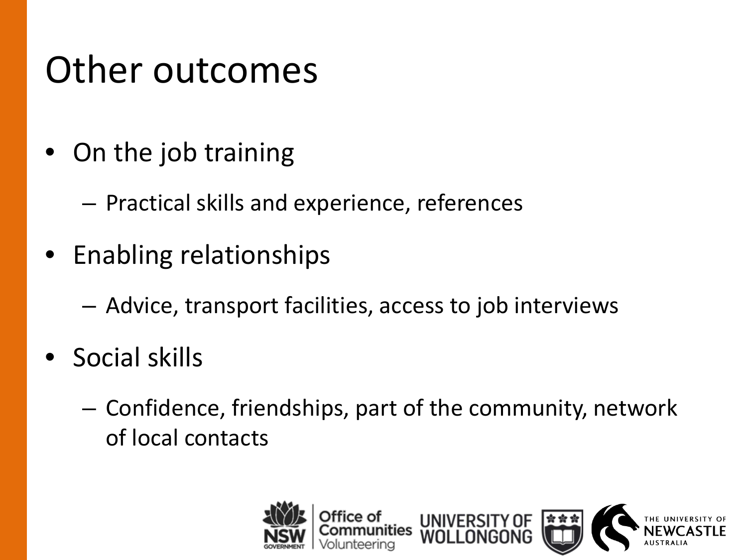# Other outcomes

- On the job training
  - Practical skills and experience, references
- Enabling relationships
  - Advice, transport facilities, access to job interviews
- Social skills
  - Confidence, friendships, part of the community, network of local contacts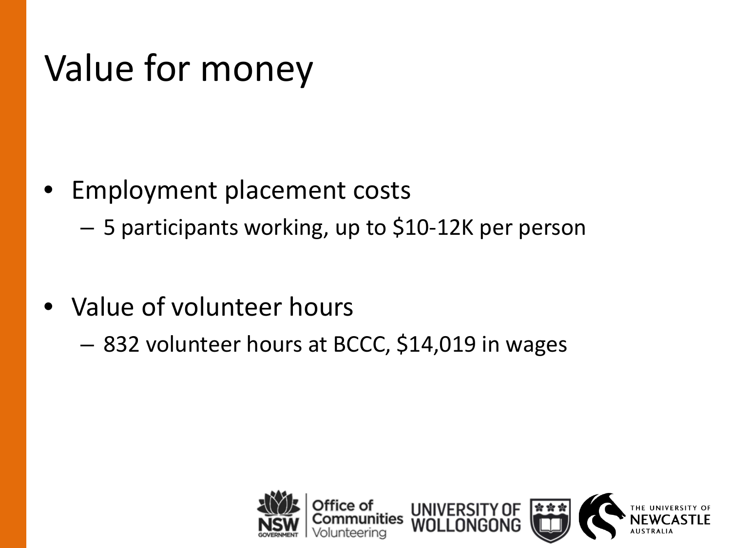# Value for money

- Employment placement costs
  - 5 participants working, up to $10-12K per person
- Value of volunteer hours
  - 832 volunteer hours at BCCC, $14,019 in wages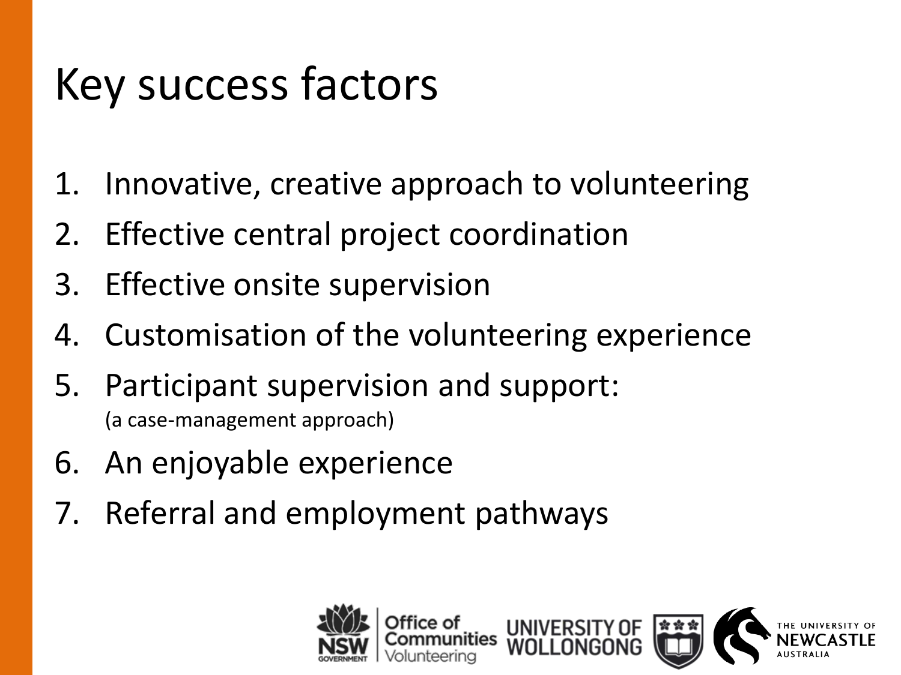# Key success factors

1. Innovative, creative approach to volunteering
2. Effective central project coordination
3. Effective onsite supervision
4. Customisation of the volunteering experience
5. Participant supervision and support:
   (a case-management approach)
6. An enjoyable experience
7. Referral and employment pathways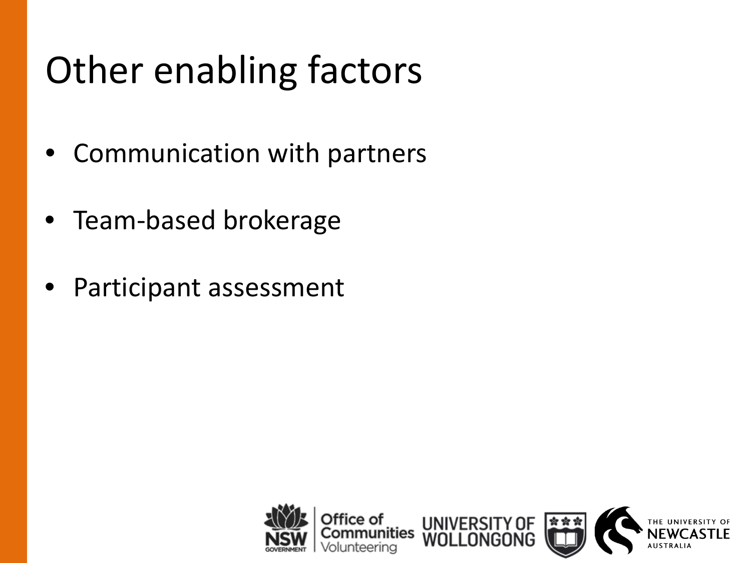# Other enabling factors

- Communication with partners
- Team-based brokerage
- Participant assessment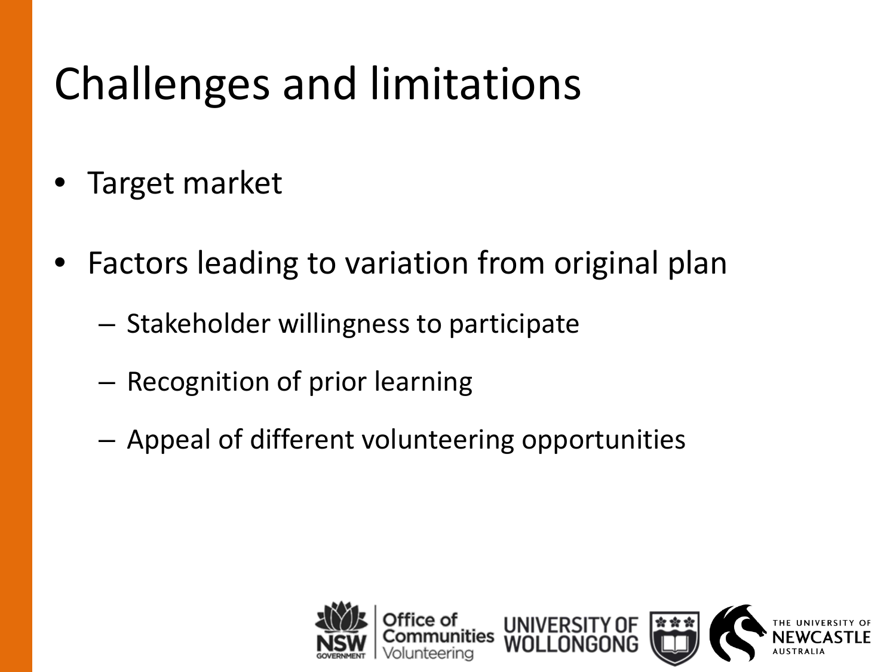# Challenges and limitations

- Target market
- Factors leading to variation from original plan
  - Stakeholder willingness to participate
  - Recognition of prior learning
  - Appeal of different volunteering opportunities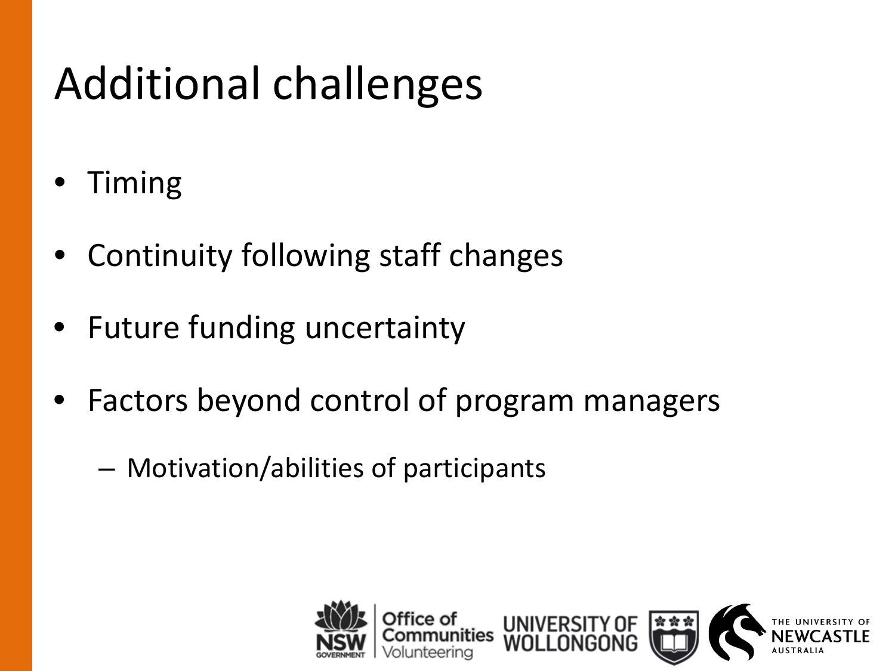# Additional challenges

- Timing
- Continuity following staff changes
- Future funding uncertainty
- Factors beyond control of program managers
  - Motivation/abilities of participants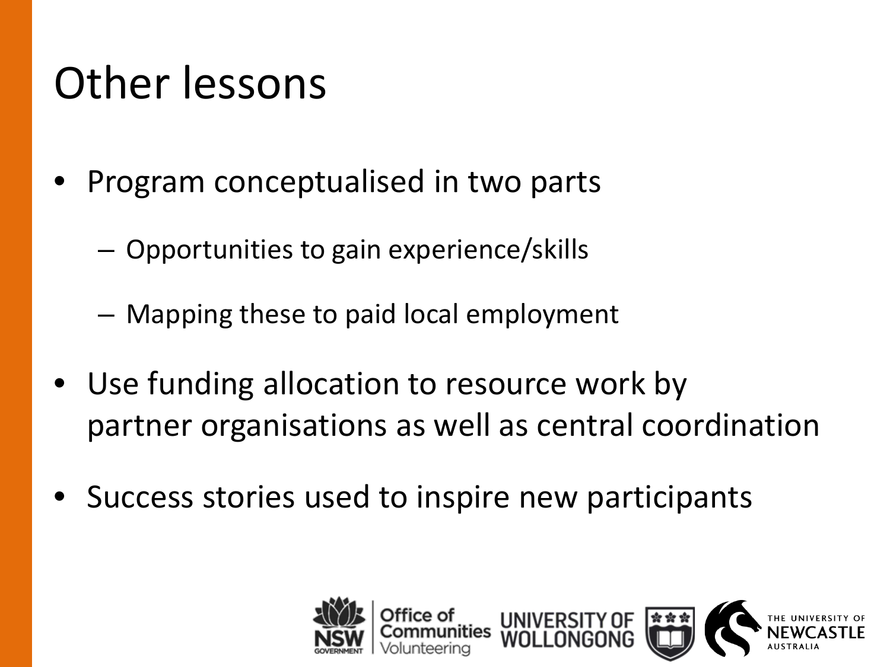# Other lessons

- Program conceptualised in two parts
  - Opportunities to gain experience/skills
  - Mapping these to paid local employment
- Use funding allocation to resource work by partner organisations as well as central coordination
- Success stories used to inspire new participants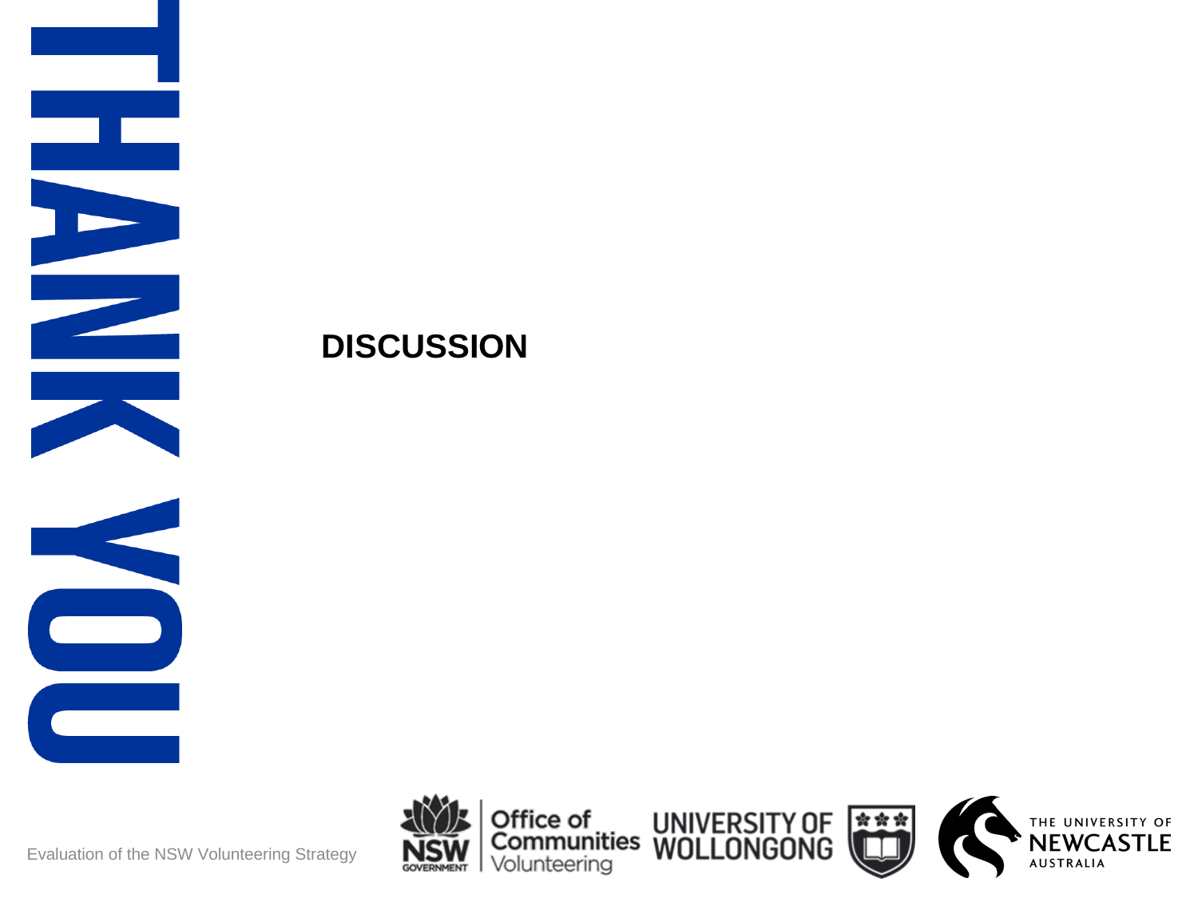# THANK YOU

**DISCUSSION**